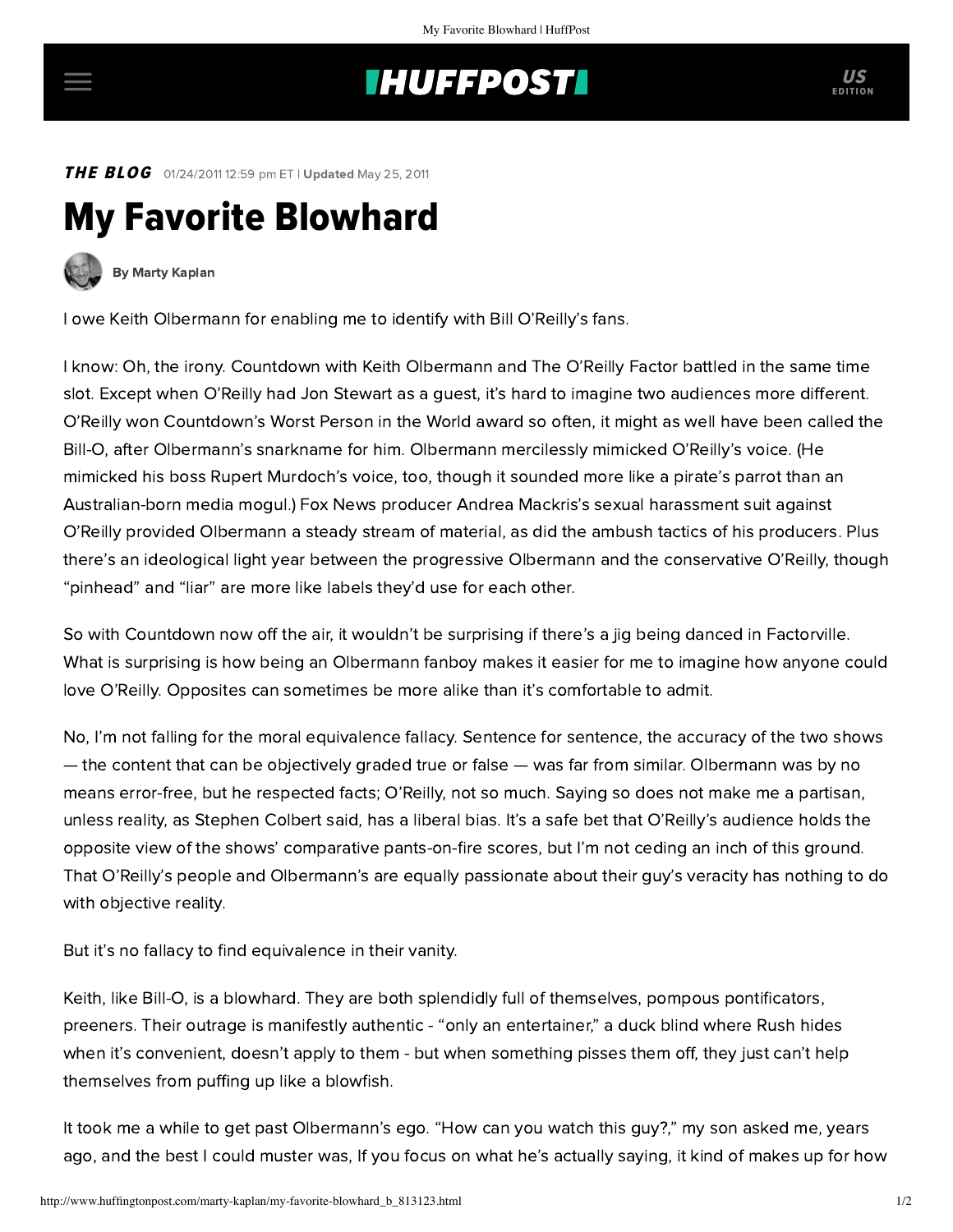THE BLOG 01/24/2011 12:59 pm ET | Updated May 25, 2011

# My Favorite Blowhard

By Marty Kaplan

I owe Keith Olbermann for enabling me to identify with Bill O'Reilly's fans.

I know: Oh, the irony. Countdown with Keith Olbermann and The O'Reilly Factor battled in the same time slot. Except when O'Reilly had Jon Stewart as a guest, it's hard to imagine two audiences more different. O'Reilly won Countdown's Worst Person in the World award so often, it might as well have been called the Bill-O, after Olbermann's snarkname for him. Olbermann mercilessly mimicked O'Reilly's voice. (He mimicked his boss Rupert Murdoch's voice, too, though it sounded more like a pirate's parrot than an Australian-born media mogul.) Fox News producer Andrea Mackris's sexual harassment suit against O'Reilly provided Olbermann a steady stream of material, as did the ambush tactics of his producers. Plus there's an ideological light year between the progressive Olbermann and the conservative O'Reilly, though "pinhead" and "liar" are more like labels they'd use for each other.

So with Countdown now off the air, it wouldn't be surprising if there's a jig being danced in Factorville. What is surprising is how being an Olbermann fanboy makes it easier for me to imagine how anyone could love O'Reilly. Opposites can sometimes be more alike than it's comfortable to admit.

No, I'm not falling for the moral equivalence fallacy. Sentence for sentence, the accuracy of the two shows — the content that can be objectively graded true or false — was far from similar. Olbermann was by no means error-free, but he respected facts; O'Reilly, not so much. Saying so does not make me a partisan, unless reality, as Stephen Colbert said, has a liberal bias. It's a safe bet that O'Reilly's audience holds the opposite view of the shows' comparative pants-on-fire scores, but I'm not ceding an inch of this ground. That O'Reilly's people and Olbermann's are equally passionate about their guy's veracity has nothing to do with objective reality.

But it's no fallacy to find equivalence in their vanity.

Keith, like Bill-O, is a blowhard. They are both splendidly full of themselves, pompous pontificators, preeners. Their outrage is manifestly authentic - "only an entertainer," a duck blind where Rush hides when it's convenient, doesn't apply to them - but when something pisses them off, they just can't help themselves from puffing up like a blowfish.

It took me a while to get past Olbermann's ego. "How can you watch this guy?," my son asked me, years ago, and the best I could muster was, If you focus on what he's actually saying, it kind of makes up for how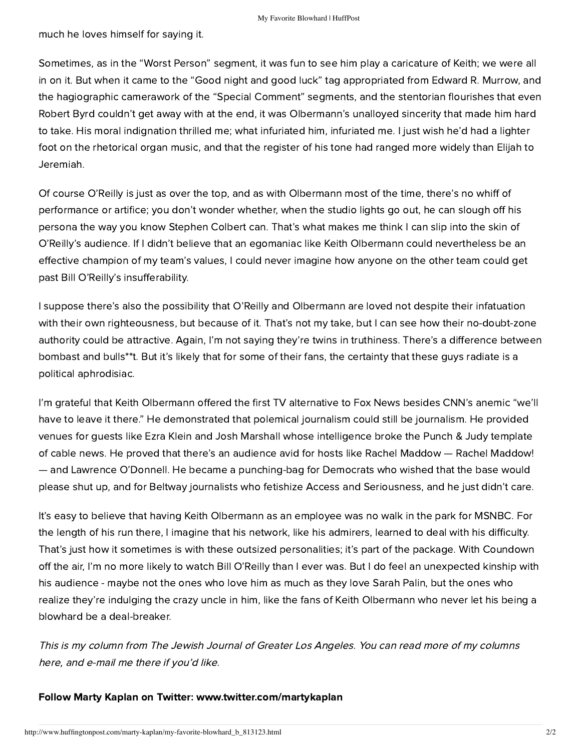much he loves himself for saying it.

Sometimes, as in the "Worst Person" segment, it was fun to see him play a caricature of Keith; we were all in on it. But when it came to the "Good night and good luck" tag appropriated from Edward R. Murrow, and the hagiographic camerawork of the "Special Comment" segments, and the stentorian flourishes that even Robert Byrd couldn't get away with at the end, it was Olbermann's unalloyed sincerity that made him hard to take. His moral indignation thrilled me; what infuriated him, infuriated me. I just wish he'd had a lighter foot on the rhetorical organ music, and that the register of his tone had ranged more widely than Elijah to Jeremiah.

Of course O'Reilly is just as over the top, and as with Olbermann most of the time, there's no whiff of performance or artifice; you don't wonder whether, when the studio lights go out, he can slough off his persona the way you know Stephen Colbert can. That's what makes me think I can slip into the skin of O'Reilly's audience. If I didn't believe that an egomaniac like Keith Olbermann could nevertheless be an effective champion of my team's values, I could never imagine how anyone on the other team could get past Bill O'Reilly's insufferability.

I suppose there's also the possibility that O'Reilly and Olbermann are loved not despite their infatuation with their own righteousness, but because of it. That's not my take, but I can see how their no-doubt-zone authority could be attractive. Again, I'm not saying they're twins in truthiness. There's a difference between bombast and bulls**t. But it's likely that for some of their fans, the certainty that these guys radiate is a political aphrodisiac.

I'm grateful that Keith Olbermann offered the first TV alternative to Fox News besides CNN's anemic "we'll have to leave it there." He demonstrated that polemical journalism could still be journalism. He provided venues for guests like Ezra Klein and Josh Marshall whose intelligence broke the Punch & Judy template of cable news. He proved that there's an audience avid for hosts like Rachel Maddow — Rachel Maddow! — and Lawrence O'Donnell. He became a punching-bag for Democrats who wished that the base would please shut up, and for Beltway journalists who fetishize Access and Seriousness, and he just didn't care.

It's easy to believe that having Keith Olbermann as an employee was no walk in the park for MSNBC. For the length of his run there, I imagine that his network, like his admirers, learned to deal with his difficulty. That's just how it sometimes is with these outsized personalities; it's part of the package. With Coundown off the air, I'm no more likely to watch Bill O'Reilly than I ever was. But I do feel an unexpected kinship with his audience - maybe not the ones who love him as much as they love Sarah Palin, but the ones who realize they're indulging the crazy uncle in him, like the fans of Keith Olbermann who never let his being a blowhard be a deal-breaker.

*This is my column from The Jewish Journal of Greater Los Angeles. You can read more of my columns here, and e-mail me there if you'd like.*

**Follow Marty Kaplan on Twitter: www.twitter.com/martykaplan**